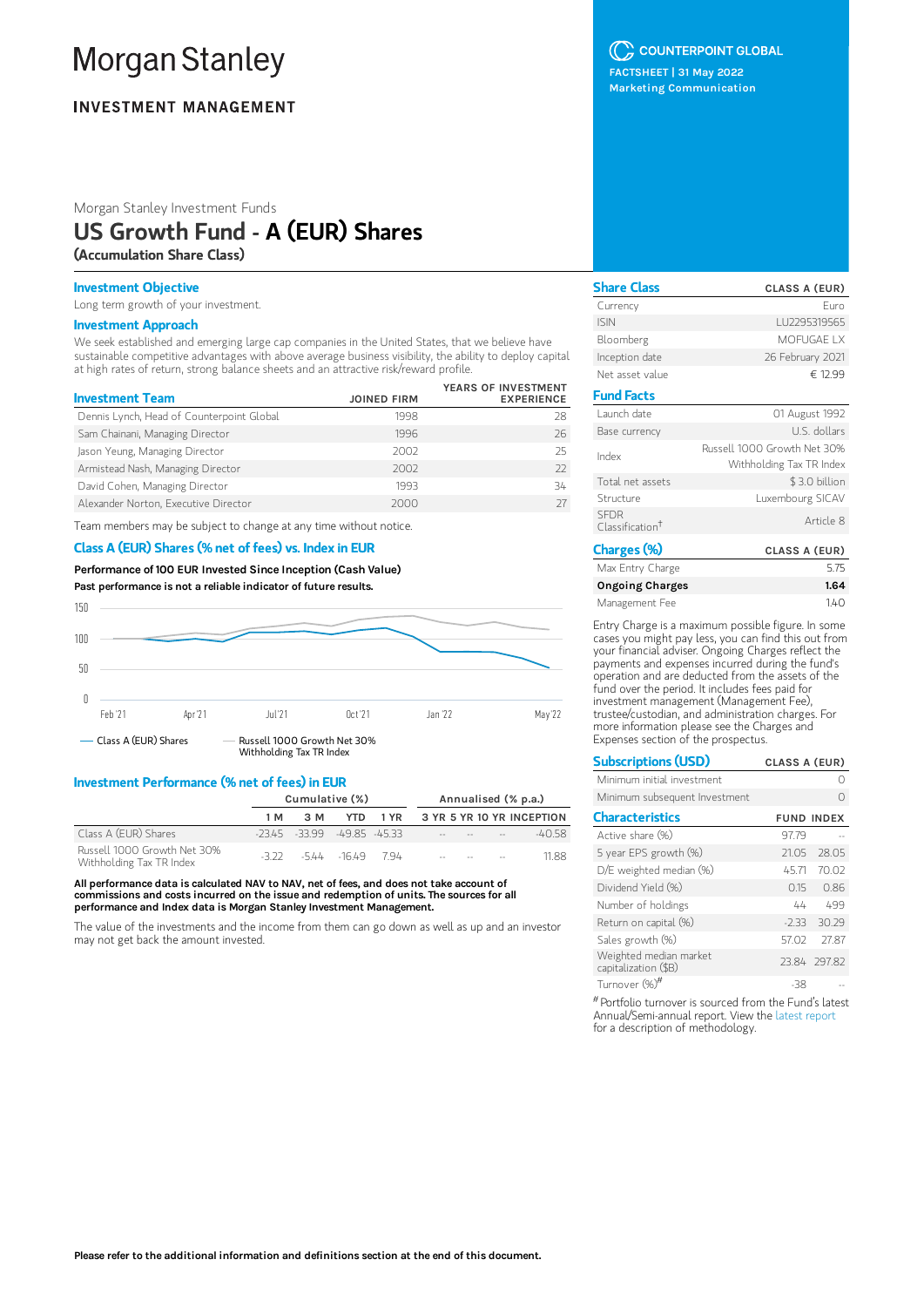# Morgan Stanley

**INVESTMENT MANAGEMENT**

COUNTERPOINT GLOBAL

FACTSHEET | 31 May 2022

Marketing Communication

Morgan Stanley Investment Funds

## US Growth Fund - A (EUR) Shares

**(Accumulation Share Class)**

### Investment Objective

Long term growth of your investment.

### Investment Approach

We seek established and emerging large cap companies in the United States, that we believe have sustainable competitive advantages with above average business visibility, the ability to deploy capital at high rates of return, strong balance sheets and an attractive risk/reward profile.

| Investment Team | JOINED FIRM | YEARS OF INVESTMENT EXPERIENCE |
|---|---|---|
| Dennis Lynch, Head of Counterpoint Global | 1998 | 28 |
| Sam Chainani, Managing Director | 1996 | 26 |
| Jason Yeung, Managing Director | 2002 | 25 |
| Armistead Nash, Managing Director | 2002 | 22 |
| David Cohen, Managing Director | 1993 | 34 |
| Alexander Norton, Executive Director | 2000 | 27 |

Team members may be subject to change at any time without notice.

### Class A (EUR) Shares (% net of fees) vs. Index in EUR

**Performance of 100 EUR Invested Since Inception (Cash Value)**

**Past performance is not a reliable indicator of future results.**

— Class A (EUR) Shares — Russell 1000 Growth Net 30% Withholding Tax TR Index

### Investment Performance (% net of fees) in EUR

| | Cumulative (%) | | | | Annualised (% p.a.) | | | |
|---|---|---|---|---|---|---|---|---|
| | 1 M | 3 M | YTD | 1 YR | 3 YR | 5 YR | 10 YR | INCEPTION |
| Class A (EUR) Shares | -23.45 | -33.99 | -49.85 | -45.33 | -- | -- | -- | -40.58 |
| Russell 1000 Growth Net 30% Withholding Tax TR Index | -3.22 | -5.44 | -16.49 | 7.94 | -- | -- | -- | 11.88 |

**All performance data is calculated NAV to NAV, net of fees, and does not take account of commissions and costs incurred on the issue and redemption of units. The sources for all performance and Index data is Morgan Stanley Investment Management.**

The value of the investments and the income from them can go down as well as up and an investor may not get back the amount invested.

| Share Class | CLASS A (EUR) |
|---|---|
| Currency | Euro |
| ISIN | LU2295319565 |
| Bloomberg | MOFUGAE LX |
| Inception date | 26 February 2021 |
| Net asset value | € 12.99 |

| Fund Facts | |
|---|---|
| Launch date | 01 August 1992 |
| Base currency | U.S. dollars |
| Index | Russell 1000 Growth Net 30% Withholding Tax TR Index |
| Total net assets | $ 3.0 billion |
| Structure | Luxembourg SICAV |
| SFDR Classification† | Article 8 |

| Charges (%) | CLASS A (EUR) |
|---|---|
| Max Entry Charge | 5.75 |
| **Ongoing Charges** | **1.64** |
| Management Fee | 1.40 |

Entry Charge is a maximum possible figure. In some cases you might pay less, you can find this out from your financial adviser. Ongoing Charges reflect the payments and expenses incurred during the fund's operation and are deducted from the assets of the fund over the period. It includes fees paid for investment management (Management Fee), trustee/custodian, and administration charges. For more information please see the Charges and Expenses section of the prospectus.

| Subscriptions (USD) | CLASS A (EUR) |
|---|---|
| Minimum initial investment | 0 |
| Minimum subsequent Investment | 0 |

| Characteristics | FUND | INDEX |
|---|---|---|
| Active share (%) | 97.79 | -- |
| 5 year EPS growth (%) | 21.05 | 28.05 |
| D/E weighted median (%) | 45.71 | 70.02 |
| Dividend Yield (%) | 0.15 | 0.86 |
| Number of holdings | 44 | 499 |
| Return on capital (%) | -2.33 | 30.29 |
| Sales growth (%) | 57.02 | 27.87 |
| Weighted median market capitalization ($B) | 23.84 | 297.82 |
| Turnover (%)# | -38 | -- |

# Portfolio turnover is sourced from the Fund's latest Annual/Semi-annual report. View the latest report for a description of methodology.

**Please refer to the additional information and definitions section at the end of this document.**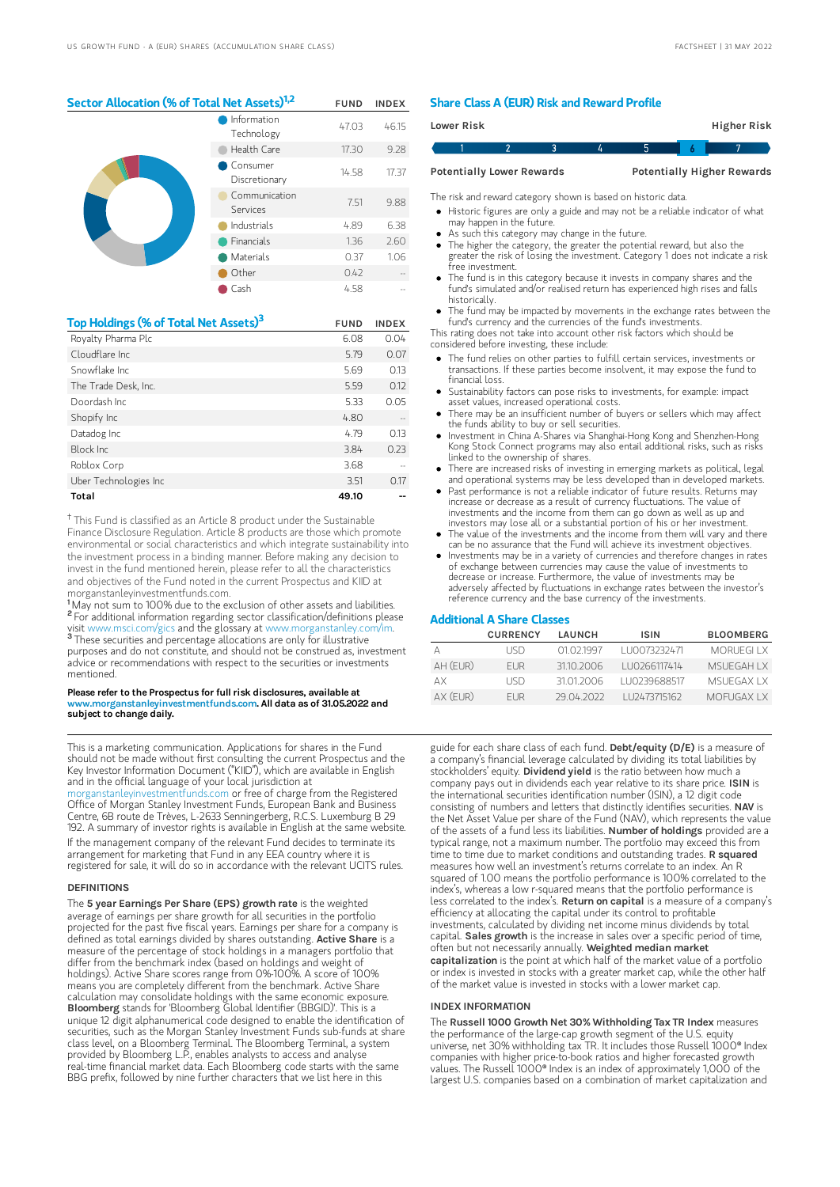## Sector Allocation (% of Total Net Assets)[1,2]

| | FUND | INDEX |
|---|---|---|
| Information Technology | 47.03 | 46.15 |
| Health Care | 17.30 | 9.28 |
| Consumer Discretionary | 14.58 | 17.37 |
| Communication Services | 7.51 | 9.88 |
| Industrials | 4.89 | 6.38 |
| Financials | 1.36 | 2.60 |
| Materials | 0.37 | 1.06 |
| Other | 0.42 | -- |
| Cash | 4.58 | -- |

## Top Holdings (% of Total Net Assets)[3]

| | FUND | INDEX |
|---|---|---|
| Royalty Pharma Plc | 6.08 | 0.04 |
| Cloudflare Inc | 5.79 | 0.07 |
| Snowflake Inc | 5.69 | 0.13 |
| The Trade Desk, Inc. | 5.59 | 0.12 |
| Doordash Inc | 5.33 | 0.05 |
| Shopify Inc | 4.80 | -- |
| Datadog Inc | 4.79 | 0.13 |
| Block Inc | 3.84 | 0.23 |
| Roblox Corp | 3.68 | -- |
| Uber Technologies Inc | 3.51 | 0.17 |
| **Total** | **49.10** | **--** |

† This Fund is classified as an Article 8 product under the Sustainable Finance Disclosure Regulation. Article 8 products are those which promote environmental or social characteristics and which integrate sustainability into the investment process in a binding manner. Before making any decision to invest in the fund mentioned herein, please refer to all the characteristics and objectives of the Fund noted in the current Prospectus and KIID at morganstanleyinvestmentfunds.com.

[1] May not sum to 100% due to the exclusion of other assets and liabilities.

[2] For additional information regarding sector classification/definitions please visit www.msci.com/gics and the glossary at www.morganstanley.com/im.

[3] These securities and percentage allocations are only for illustrative purposes and do not constitute, and should not be construed as, investment advice or recommendations with respect to the securities or investments mentioned.

**Please refer to the Prospectus for full risk disclosures, available at www.morganstanleyinvestmentfunds.com. All data as of 31.05.2022 and subject to change daily.**

## Share Class A (EUR) Risk and Reward Profile

| Lower Risk | | | | | | Higher Risk |
|---|---|---|---|---|---|---|
| 1 | 2 | 3 | 4 | 5 | **6** | 7 |
| Potentially Lower Rewards | | | | | | Potentially Higher Rewards |

The risk and reward category shown is based on historic data.

- Historic figures are only a guide and may not be a reliable indicator of what may happen in the future.
- As such this category may change in the future.
- The higher the category, the greater the potential reward, but also the greater the risk of losing the investment. Category 1 does not indicate a risk free investment.
- The fund is in this category because it invests in company shares and the fund's simulated and/or realised return has experienced high rises and falls historically.
- The fund may be impacted by movements in the exchange rates between the fund's currency and the currencies of the fund's investments.

This rating does not take into account other risk factors which should be considered before investing, these include:

- The fund relies on other parties to fulfill certain services, investments or transactions. If these parties become insolvent, it may expose the fund to financial loss.
- Sustainability factors can pose risks to investments, for example: impact asset values, increased operational costs.
- There may be an insufficient number of buyers or sellers which may affect the funds ability to buy or sell securities.
- Investment in China A-Shares via Shanghai-Hong Kong and Shenzhen-Hong Kong Stock Connect programs may also entail additional risks, such as risks linked to the ownership of shares.
- There are increased risks of investing in emerging markets as political, legal and operational systems may be less developed than in developed markets.
- Past performance is not a reliable indicator of future results. Returns may increase or decrease as a result of currency fluctuations. The value of investments and the income from them can go down as well as up and investors may lose all or a substantial portion of his or her investment.
- The value of the investments and the income from them will vary and there can be no assurance that the Fund will achieve its investment objectives.
- Investments may be in a variety of currencies and therefore changes in rates of exchange between currencies may cause the value of investments to decrease or increase. Furthermore, the value of investments may be adversely affected by fluctuations in exchange rates between the investor's reference currency and the base currency of the investments.

## Additional A Share Classes

| | CURRENCY | LAUNCH | ISIN | BLOOMBERG |
|---|---|---|---|---|
| A | USD | 01.02.1997 | LU0073232471 | MORUEGI LX |
| AH (EUR) | EUR | 31.10.2006 | LU0266117414 | MSUEGAH LX |
| AX | USD | 31.01.2006 | LU0239688517 | MSUEGAX LX |
| AX (EUR) | EUR | 29.04.2022 | LU2473715162 | MOFUGAX LX |

This is a marketing communication. Applications for shares in the Fund should not be made without first consulting the current Prospectus and the Key Investor Information Document ("KIID"), which are available in English and in the official language of your local jurisdiction at morganstanleyinvestmentfunds.com or free of charge from the Registered Office of Morgan Stanley Investment Funds, European Bank and Business Centre, 6B route de Trèves, L-2633 Senningerberg, R.C.S. Luxemburg B 29 192. A summary of investor rights is available in English at the same website.

If the management company of the relevant Fund decides to terminate its arrangement for marketing that Fund in any EEA country where it is registered for sale, it will do so in accordance with the relevant UCITS rules.

### DEFINITIONS

The **5 year Earnings Per Share (EPS) growth rate** is the weighted average of earnings per share growth for all securities in the portfolio projected for the past five fiscal years. Earnings per share for a company is defined as total earnings divided by shares outstanding. **Active Share** is a measure of the percentage of stock holdings in a managers portfolio that differ from the benchmark index (based on holdings and weight of holdings). Active Share scores range from 0%-100%. A score of 100% means you are completely different from the benchmark. Active Share calculation may consolidate holdings with the same economic exposure. **Bloomberg** stands for 'Bloomberg Global Identifier (BBGID)'. This is a unique 12 digit alphanumerical code designed to enable the identification of securities, such as the Morgan Stanley Investment Funds sub-funds at share class level, on a Bloomberg Terminal. The Bloomberg Terminal, a system provided by Bloomberg L.P., enables analysts to access and analyse real-time financial market data. Each Bloomberg code starts with the same BBG prefix, followed by nine further characters that we list here in this guide for each share class of each fund. **Debt/equity (D/E)** is a measure of a company's financial leverage calculated by dividing its total liabilities by stockholders' equity. **Dividend yield** is the ratio between how much a company pays out in dividends each year relative to its share price. **ISIN** is the international securities identification number (ISIN), a 12 digit code consisting of numbers and letters that distinctly identifies securities. **NAV** is the Net Asset Value per share of the Fund (NAV), which represents the value of the assets of a fund less its liabilities. **Number of holdings** provided are a typical range, not a maximum number. The portfolio may exceed this from time to time due to market conditions and outstanding trades. **R squared** measures how well an investment's returns correlate to an index. An R squared of 1.00 means the portfolio performance is 100% correlated to the index's, whereas a low r-squared means that the portfolio performance is less correlated to the index's. **Return on capital** is a measure of a company's efficiency at allocating the capital under its control to profitable investments, calculated by dividing net income minus dividends by total capital. **Sales growth** is the increase in sales over a specific period of time, often but not necessarily annually. **Weighted median market capitalization** is the point at which half of the market value of a portfolio or index is invested in stocks with a greater market cap, while the other half of the market value is invested in stocks with a lower market cap.

### INDEX INFORMATION

The **Russell 1000 Growth Net 30% Withholding Tax TR Index** measures the performance of the large-cap growth segment of the U.S. equity universe, net 30% withholding tax TR. It includes those Russell 1000® Index companies with higher price-to-book ratios and higher forecasted growth values. The Russell 1000® Index is an index of approximately 1,000 of the largest U.S. companies based on a combination of market capitalization and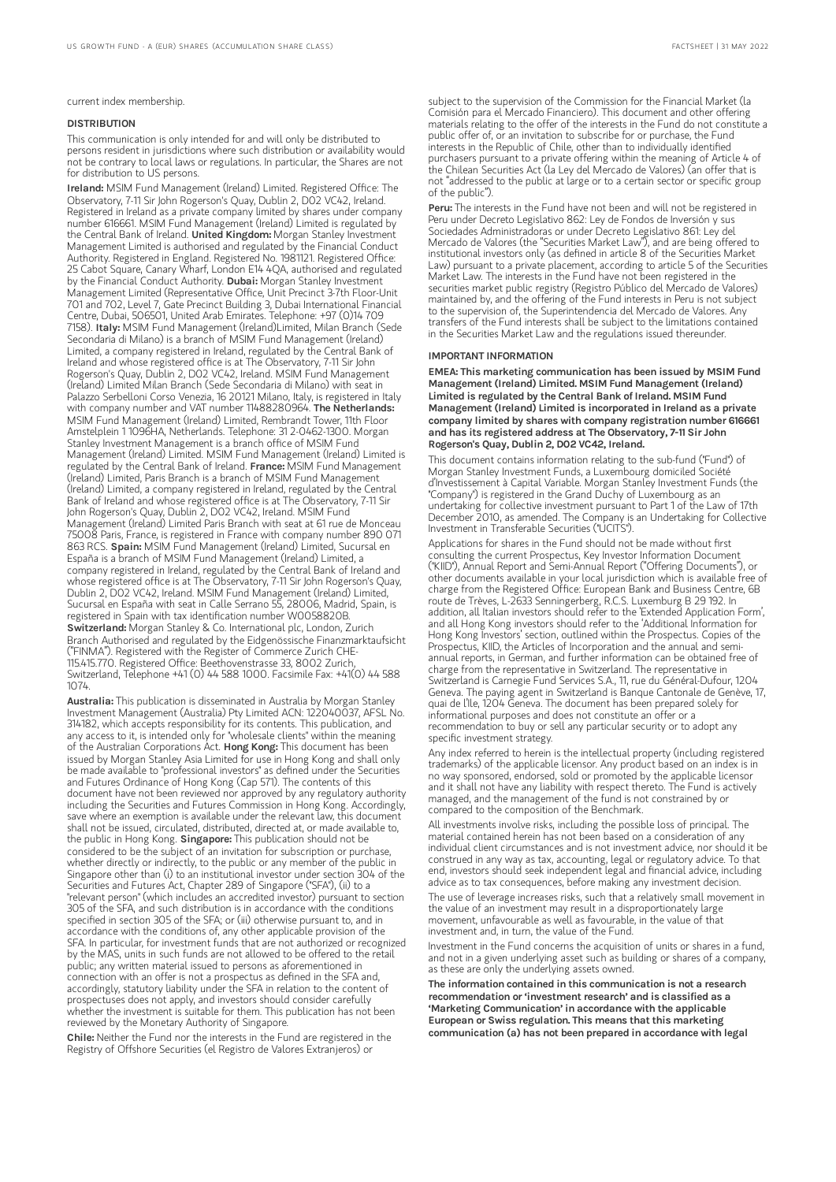current index membership.

### DISTRIBUTION

This communication is only intended for and will only be distributed to persons resident in jurisdictions where such distribution or availability would not be contrary to local laws or regulations. In particular, the Shares are not for distribution to US persons.

**Ireland:** MSIM Fund Management (Ireland) Limited. Registered Office: The Observatory, 7-11 Sir John Rogerson's Quay, Dublin 2, D02 VC42, Ireland. Registered in Ireland as a private company limited by shares under company number 616661. MSIM Fund Management (Ireland) Limited is regulated by the Central Bank of Ireland. **United Kingdom:** Morgan Stanley Investment Management Limited is authorised and regulated by the Financial Conduct Authority. Registered in England. Registered No. 1981121. Registered Office: 25 Cabot Square, Canary Wharf, London E14 4QA, authorised and regulated by the Financial Conduct Authority. **Dubai:** Morgan Stanley Investment Management Limited (Representative Office, Unit Precinct 3-7th Floor-Unit 701 and 702, Level 7, Gate Precinct Building 3, Dubai International Financial Centre, Dubai, 506501, United Arab Emirates. Telephone: +97 (0)14 709 7158). **Italy:** MSIM Fund Management (Ireland)Limited, Milan Branch (Sede Secondaria di Milano) is a branch of MSIM Fund Management (Ireland) Limited, a company registered in Ireland, regulated by the Central Bank of Ireland and whose registered office is at The Observatory, 7-11 Sir John Rogerson's Quay, Dublin 2, D02 VC42, Ireland. MSIM Fund Management (Ireland) Limited Milan Branch (Sede Secondaria di Milano) with seat in Palazzo Serbelloni Corso Venezia, 16 20121 Milano, Italy, is registered in Italy with company number and VAT number 11488280964. **The Netherlands:** MSIM Fund Management (Ireland) Limited, Rembrandt Tower, 11th Floor Amstelplein 1 1096HA, Netherlands. Telephone: 31 2-0462-1300. Morgan Stanley Investment Management is a branch office of MSIM Fund Management (Ireland) Limited. MSIM Fund Management (Ireland) Limited is regulated by the Central Bank of Ireland. **France:** MSIM Fund Management (Ireland) Limited, Paris Branch is a branch of MSIM Fund Management (Ireland) Limited, a company registered in Ireland, regulated by the Central Bank of Ireland and whose registered office is at The Observatory, 7-11 Sir John Rogerson's Quay, Dublin 2, D02 VC42, Ireland. MSIM Fund Management (Ireland) Limited Paris Branch with seat at 61 rue de Monceau 75008 Paris, France, is registered in France with company number 890 071 863 RCS. **Spain:** MSIM Fund Management (Ireland) Limited, Sucursal en España is a branch of MSIM Fund Management (Ireland) Limited, a company registered in Ireland, regulated by the Central Bank of Ireland and whose registered office is at The Observatory, 7-11 Sir John Rogerson's Quay, Dublin 2, D02 VC42, Ireland. MSIM Fund Management (Ireland) Limited, Sucursal en España with seat in Calle Serrano 55, 28006, Madrid, Spain, is registered in Spain with tax identification number W0058820B. **Switzerland:** Morgan Stanley & Co. International plc, London, Zurich Branch Authorised and regulated by the Eidgenössische Finanzmarktaufsicht ("FINMA"). Registered with the Register of Commerce Zurich CHE-115.415.770. Registered Office: Beethovenstrasse 33, 8002 Zurich, Switzerland, Telephone +41 (0) 44 588 1000. Facsimile Fax: +41(0) 44 588 1074.

**Australia:** This publication is disseminated in Australia by Morgan Stanley Investment Management (Australia) Pty Limited ACN: 122040037, AFSL No. 314182, which accepts responsibility for its contents. This publication, and any access to it, is intended only for "wholesale clients" within the meaning of the Australian Corporations Act. **Hong Kong:** This document has been issued by Morgan Stanley Asia Limited for use in Hong Kong and shall only be made available to "professional investors" as defined under the Securities and Futures Ordinance of Hong Kong (Cap 571). The contents of this document have not been reviewed nor approved by any regulatory authority including the Securities and Futures Commission in Hong Kong. Accordingly, save where an exemption is available under the relevant law, this document shall not be issued, circulated, distributed, directed at, or made available to, the public in Hong Kong. **Singapore:** This publication should not be considered to be the subject of an invitation for subscription or purchase, whether directly or indirectly, to the public or any member of the public in Singapore other than (i) to an institutional investor under section 304 of the Securities and Futures Act, Chapter 289 of Singapore ("SFA"), (ii) to a "relevant person" (which includes an accredited investor) pursuant to section 305 of the SFA, and such distribution is in accordance with the conditions specified in section 305 of the SFA; or (iii) otherwise pursuant to, and in accordance with the conditions of, any other applicable provision of the SFA. In particular, for investment funds that are not authorized or recognized by the MAS, units in such funds are not allowed to be offered to the retail public; any written material issued to persons as aforementioned in connection with an offer is not a prospectus as defined in the SFA and, accordingly, statutory liability under the SFA in relation to the content of prospectuses does not apply, and investors should consider carefully whether the investment is suitable for them. This publication has not been reviewed by the Monetary Authority of Singapore.

**Chile:** Neither the Fund nor the interests in the Fund are registered in the Registry of Offshore Securities (el Registro de Valores Extranjeros) or subject to the supervision of the Commission for the Financial Market (la Comisión para el Mercado Financiero). This document and other offering materials relating to the offer of the interests in the Fund do not constitute a public offer of, or an invitation to subscribe for or purchase, the Fund interests in the Republic of Chile, other than to individually identified purchasers pursuant to a private offering within the meaning of Article 4 of the Chilean Securities Act (la Ley del Mercado de Valores) (an offer that is not "addressed to the public at large or to a certain sector or specific group of the public").

**Peru:** The interests in the Fund have not been and will not be registered in Peru under Decreto Legislativo 862: Ley de Fondos de Inversión y sus Sociedades Administradoras or under Decreto Legislativo 861: Ley del Mercado de Valores (the "Securities Market Law"), and are being offered to institutional investors only (as defined in article 8 of the Securities Market Law) pursuant to a private placement, according to article 5 of the Securities Market Law. The interests in the Fund have not been registered in the securities market public registry (Registro Público del Mercado de Valores) maintained by, and the offering of the Fund interests in Peru is not subject to the supervision of, the Superintendencia del Mercado de Valores. Any transfers of the Fund interests shall be subject to the limitations contained in the Securities Market Law and the regulations issued thereunder.

### IMPORTANT INFORMATION

**EMEA: This marketing communication has been issued by MSIM Fund Management (Ireland) Limited. MSIM Fund Management (Ireland) Limited is regulated by the Central Bank of Ireland. MSIM Fund Management (Ireland) Limited is incorporated in Ireland as a private company limited by shares with company registration number 616661 and has its registered address at The Observatory, 7-11 Sir John Rogerson's Quay, Dublin 2, D02 VC42, Ireland.**

This document contains information relating to the sub-fund ("Fund") of Morgan Stanley Investment Funds, a Luxembourg domiciled Société d'Investissement à Capital Variable. Morgan Stanley Investment Funds (the "Company") is registered in the Grand Duchy of Luxembourg as an undertaking for collective investment pursuant to Part 1 of the Law of 17th December 2010, as amended. The Company is an Undertaking for Collective Investment in Transferable Securities ("UCITS").

Applications for shares in the Fund should not be made without first consulting the current Prospectus, Key Investor Information Document ("KIID"), Annual Report and Semi-Annual Report ("Offering Documents"), or other documents available in your local jurisdiction which is available free of charge from the Registered Office: European Bank and Business Centre, 6B route de Trèves, L-2633 Senningerberg, R.C.S. Luxemburg B 29 192. In addition, all Italian investors should refer to the 'Extended Application Form', and all Hong Kong investors should refer to the 'Additional Information for Hong Kong Investors' section, outlined within the Prospectus. Copies of the Prospectus, KIID, the Articles of Incorporation and the annual and semi-annual reports, in German, and further information can be obtained free of charge from the representative in Switzerland. The representative in Switzerland is Carnegie Fund Services S.A., 11, rue du Général-Dufour, 1204 Geneva. The paying agent in Switzerland is Banque Cantonale de Genève, 17, quai de l'Ile, 1204 Geneva. The document has been prepared solely for informational purposes and does not constitute an offer or a recommendation to buy or sell any particular security or to adopt any specific investment strategy.

Any index referred to herein is the intellectual property (including registered trademarks) of the applicable licensor. Any product based on an index is in no way sponsored, endorsed, sold or promoted by the applicable licensor and it shall not have any liability with respect thereto. The Fund is actively managed, and the management of the fund is not constrained by or compared to the composition of the Benchmark.

All investments involve risks, including the possible loss of principal. The material contained herein has not been based on a consideration of any individual client circumstances and is not investment advice, nor should it be construed in any way as tax, accounting, legal or regulatory advice. To that end, investors should seek independent legal and financial advice, including advice as to tax consequences, before making any investment decision.

The use of leverage increases risks, such that a relatively small movement in the value of an investment may result in a disproportionately large movement, unfavourable as well as favourable, in the value of that investment and, in turn, the value of the Fund.

Investment in the Fund concerns the acquisition of units or shares in a fund, and not in a given underlying asset such as building or shares of a company, as these are only the underlying assets owned.

**The information contained in this communication is not a research recommendation or 'investment research' and is classified as a 'Marketing Communication' in accordance with the applicable European or Swiss regulation. This means that this marketing communication (a) has not been prepared in accordance with legal**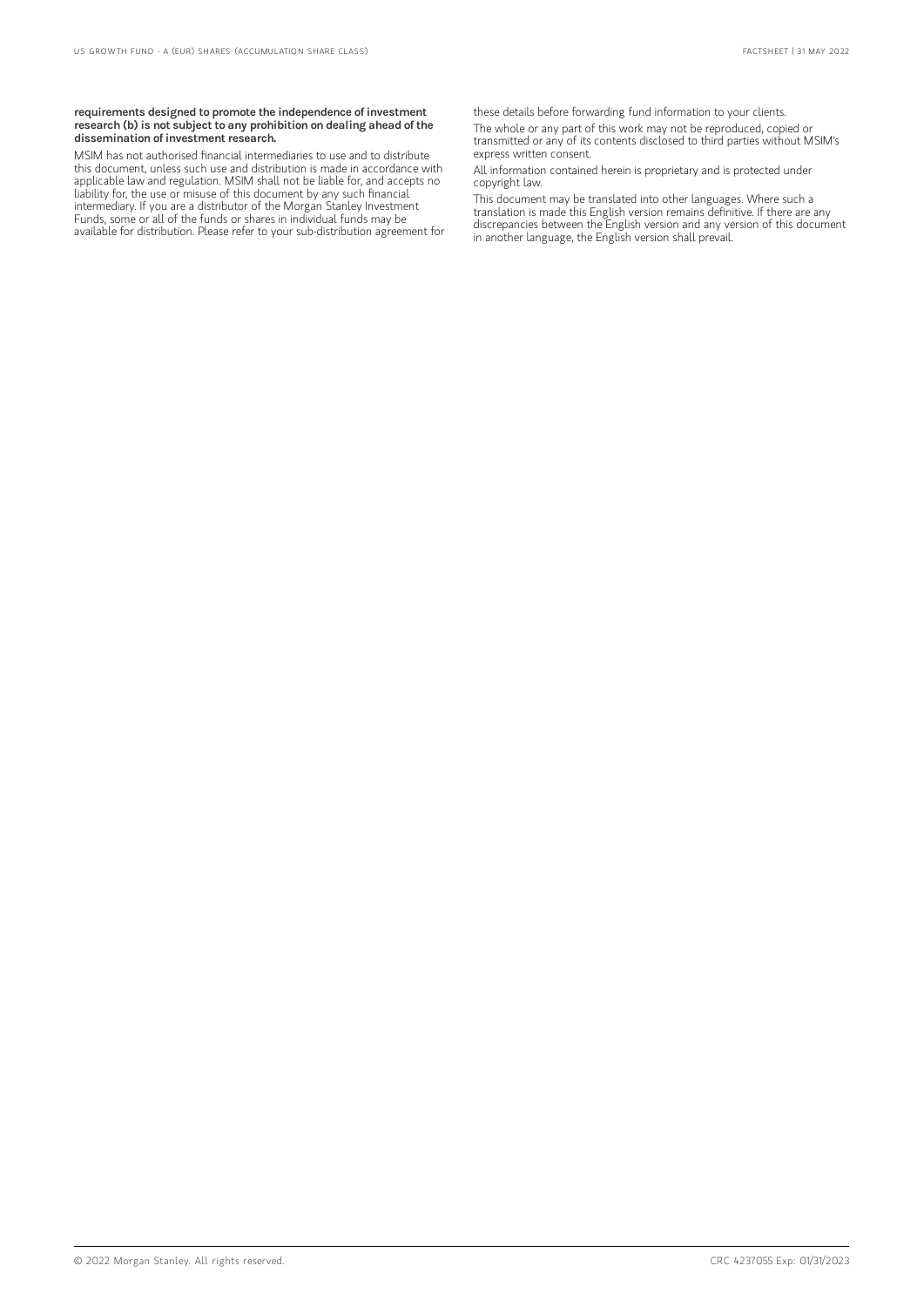**requirements designed to promote the independence of investment research (b) is not subject to any prohibition on dealing ahead of the dissemination of investment research.**

MSIM has not authorised financial intermediaries to use and to distribute this document, unless such use and distribution is made in accordance with applicable law and regulation. MSIM shall not be liable for, and accepts no liability for, the use or misuse of this document by any such financial intermediary. If you are a distributor of the Morgan Stanley Investment Funds, some or all of the funds or shares in individual funds may be available for distribution. Please refer to your sub-distribution agreement for these details before forwarding fund information to your clients.

The whole or any part of this work may not be reproduced, copied or transmitted or any of its contents disclosed to third parties without MSIM's express written consent.

All information contained herein is proprietary and is protected under copyright law.

This document may be translated into other languages. Where such a translation is made this English version remains definitive. If there are any discrepancies between the English version and any version of this document in another language, the English version shall prevail.

© 2022 Morgan Stanley. All rights reserved.

CRC 4237055 Exp: 01/31/2023